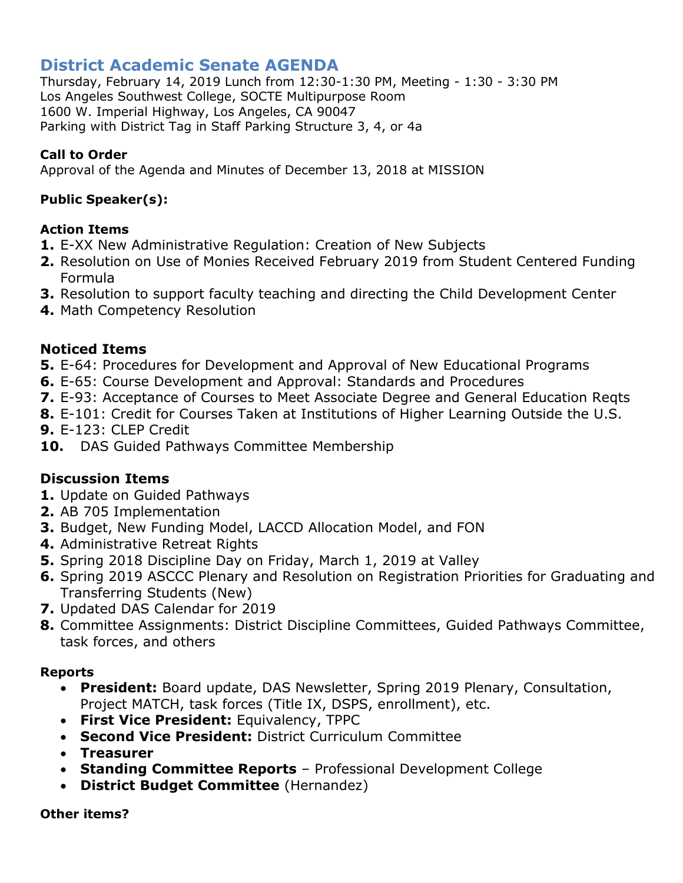# District Academic Senate AGENDA

Thursday, February 14, 2019 Lunch from 12:30-1:30 PM, Meeting - 1:30 - 3:30 PM
Los Angeles Southwest College, SOCTE Multipurpose Room
1600 W. Imperial Highway, Los Angeles, CA 90047
Parking with District Tag in Staff Parking Structure 3, 4, or 4a

**Call to Order**
Approval of the Agenda and Minutes of December 13, 2018 at MISSION

**Public Speaker(s):**

**Action Items**

1. E-XX New Administrative Regulation: Creation of New Subjects
2. Resolution on Use of Monies Received February 2019 from Student Centered Funding Formula
3. Resolution to support faculty teaching and directing the Child Development Center
4. Math Competency Resolution

**Noticed Items**

5. E-64: Procedures for Development and Approval of New Educational Programs
6. E-65: Course Development and Approval: Standards and Procedures
7. E-93: Acceptance of Courses to Meet Associate Degree and General Education Reqts
8. E-101: Credit for Courses Taken at Institutions of Higher Learning Outside the U.S.
9. E-123: CLEP Credit
10. DAS Guided Pathways Committee Membership

**Discussion Items**

1. Update on Guided Pathways
2. AB 705 Implementation
3. Budget, New Funding Model, LACCD Allocation Model, and FON
4. Administrative Retreat Rights
5. Spring 2018 Discipline Day on Friday, March 1, 2019 at Valley
6. Spring 2019 ASCCC Plenary and Resolution on Registration Priorities for Graduating and Transferring Students (New)
7. Updated DAS Calendar for 2019
8. Committee Assignments: District Discipline Committees, Guided Pathways Committee, task forces, and others

**Reports**

- **President:** Board update, DAS Newsletter, Spring 2019 Plenary, Consultation, Project MATCH, task forces (Title IX, DSPS, enrollment), etc.
- **First Vice President:** Equivalency, TPPC
- **Second Vice President:** District Curriculum Committee
- **Treasurer**
- **Standing Committee Reports** – Professional Development College
- **District Budget Committee** (Hernandez)

**Other items?**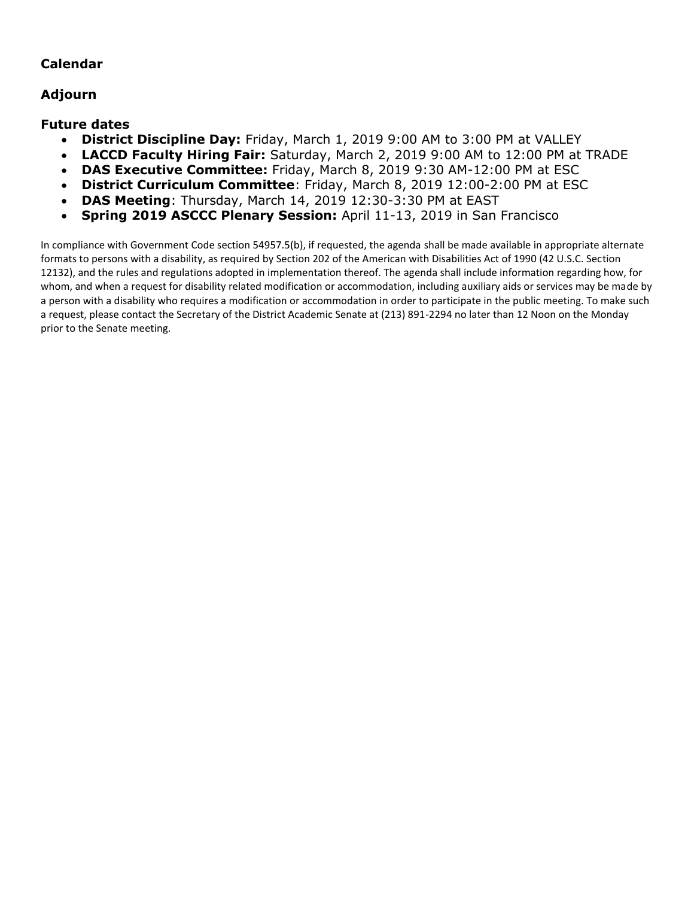### Calendar

### Adjourn

### Future dates

- **District Discipline Day:** Friday, March 1, 2019 9:00 AM to 3:00 PM at VALLEY
- **LACCD Faculty Hiring Fair:** Saturday, March 2, 2019 9:00 AM to 12:00 PM at TRADE
- **DAS Executive Committee:** Friday, March 8, 2019 9:30 AM-12:00 PM at ESC
- **District Curriculum Committee**: Friday, March 8, 2019 12:00-2:00 PM at ESC
- **DAS Meeting**: Thursday, March 14, 2019 12:30-3:30 PM at EAST
- **Spring 2019 ASCCC Plenary Session:** April 11-13, 2019 in San Francisco

In compliance with Government Code section 54957.5(b), if requested, the agenda shall be made available in appropriate alternate formats to persons with a disability, as required by Section 202 of the American with Disabilities Act of 1990 (42 U.S.C. Section 12132), and the rules and regulations adopted in implementation thereof. The agenda shall include information regarding how, for whom, and when a request for disability related modification or accommodation, including auxiliary aids or services may be made by a person with a disability who requires a modification or accommodation in order to participate in the public meeting. To make such a request, please contact the Secretary of the District Academic Senate at (213) 891-2294 no later than 12 Noon on the Monday prior to the Senate meeting.